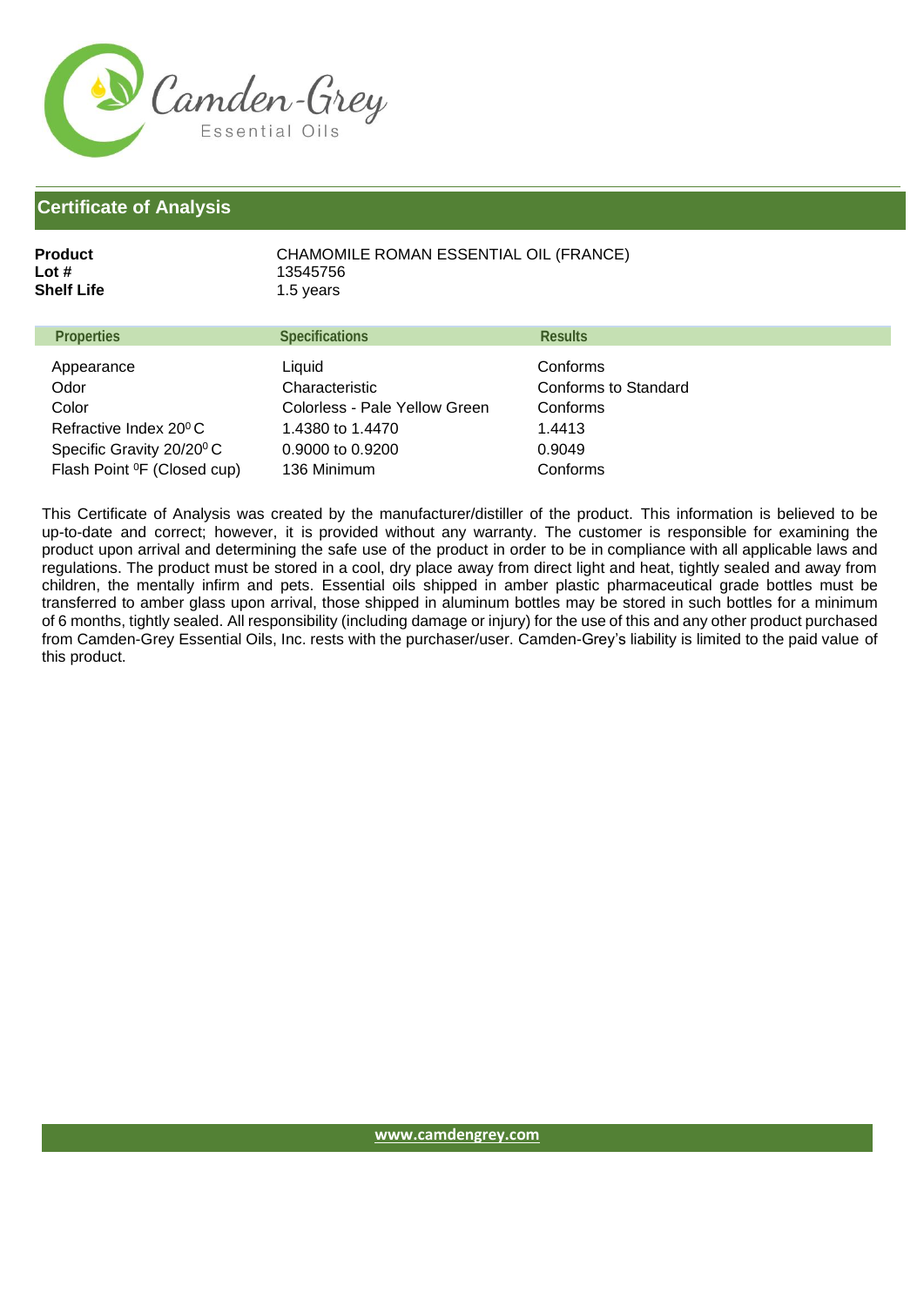Camden-Grey
Essential Oils

## Certificate of Analysis

**Product** CHAMOMILE ROMAN ESSENTIAL OIL (FRANCE)
**Lot #** 13545756
**Shelf Life** 1.5 years

| Properties | Specifications | Results |
| --- | --- | --- |
| Appearance | Liquid | Conforms |
| Odor | Characteristic | Conforms to Standard |
| Color | Colorless - Pale Yellow Green | Conforms |
| Refractive Index 20⁰ C | 1.4380 to 1.4470 | 1.4413 |
| Specific Gravity 20/20⁰ C | 0.9000 to 0.9200 | 0.9049 |
| Flash Point ⁰F (Closed cup) | 136 Minimum | Conforms |

This Certificate of Analysis was created by the manufacturer/distiller of the product. This information is believed to be up-to-date and correct; however, it is provided without any warranty. The customer is responsible for examining the product upon arrival and determining the safe use of the product in order to be in compliance with all applicable laws and regulations. The product must be stored in a cool, dry place away from direct light and heat, tightly sealed and away from children, the mentally infirm and pets. Essential oils shipped in amber plastic pharmaceutical grade bottles must be transferred to amber glass upon arrival, those shipped in aluminum bottles may be stored in such bottles for a minimum of 6 months, tightly sealed. All responsibility (including damage or injury) for the use of this and any other product purchased from Camden-Grey Essential Oils, Inc. rests with the purchaser/user. Camden-Grey's liability is limited to the paid value of this product.

www.camdengrey.com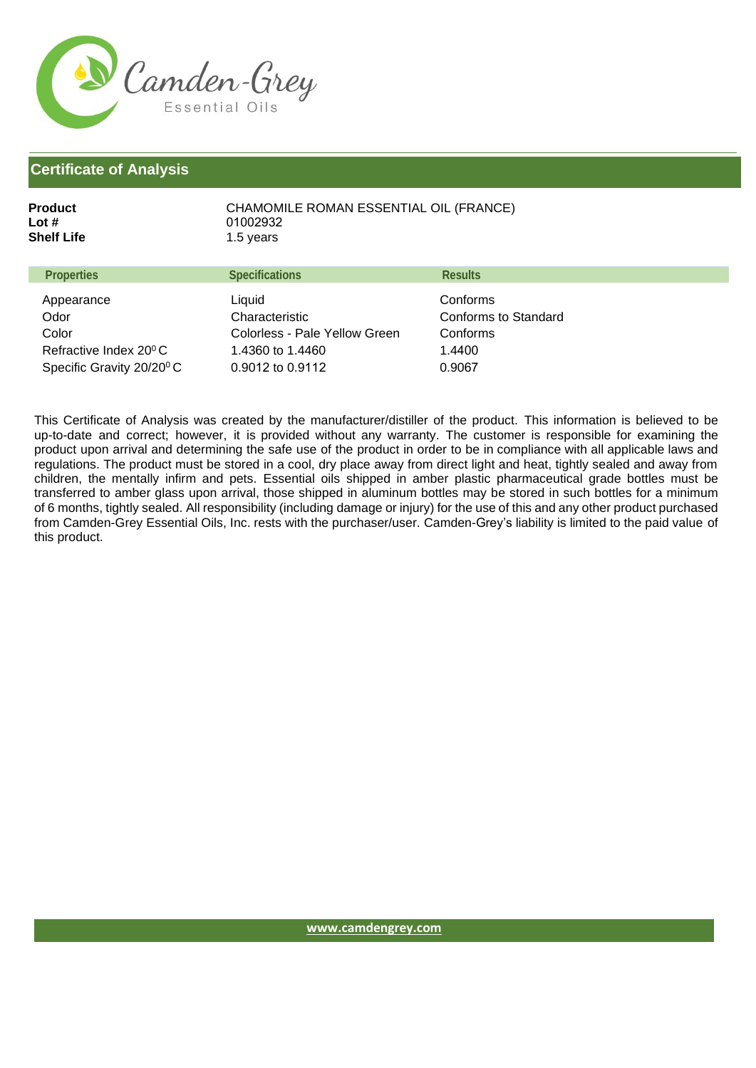## Certificate of Analysis

**Product** CHAMOMILE ROMAN ESSENTIAL OIL (FRANCE)
**Lot #** 01002932
**Shelf Life** 1.5 years

| Properties | Specifications | Results |
|---|---|---|
| Appearance | Liquid | Conforms |
| Odor | Characteristic | Conforms to Standard |
| Color | Colorless - Pale Yellow Green | Conforms |
| Refractive Index $20^0$ C | 1.4360 to 1.4460 | 1.4400 |
| Specific Gravity $20/20^0$ C | 0.9012 to 0.9112 | 0.9067 |

This Certificate of Analysis was created by the manufacturer/distiller of the product. This information is believed to be up-to-date and correct; however, it is provided without any warranty. The customer is responsible for examining the product upon arrival and determining the safe use of the product in order to be in compliance with all applicable laws and regulations. The product must be stored in a cool, dry place away from direct light and heat, tightly sealed and away from children, the mentally infirm and pets. Essential oils shipped in amber plastic pharmaceutical grade bottles must be transferred to amber glass upon arrival, those shipped in aluminum bottles may be stored in such bottles for a minimum of 6 months, tightly sealed. All responsibility (including damage or injury) for the use of this and any other product purchased from Camden-Grey Essential Oils, Inc. rests with the purchaser/user. Camden-Grey's liability is limited to the paid value of this product.

www.camdengrey.com